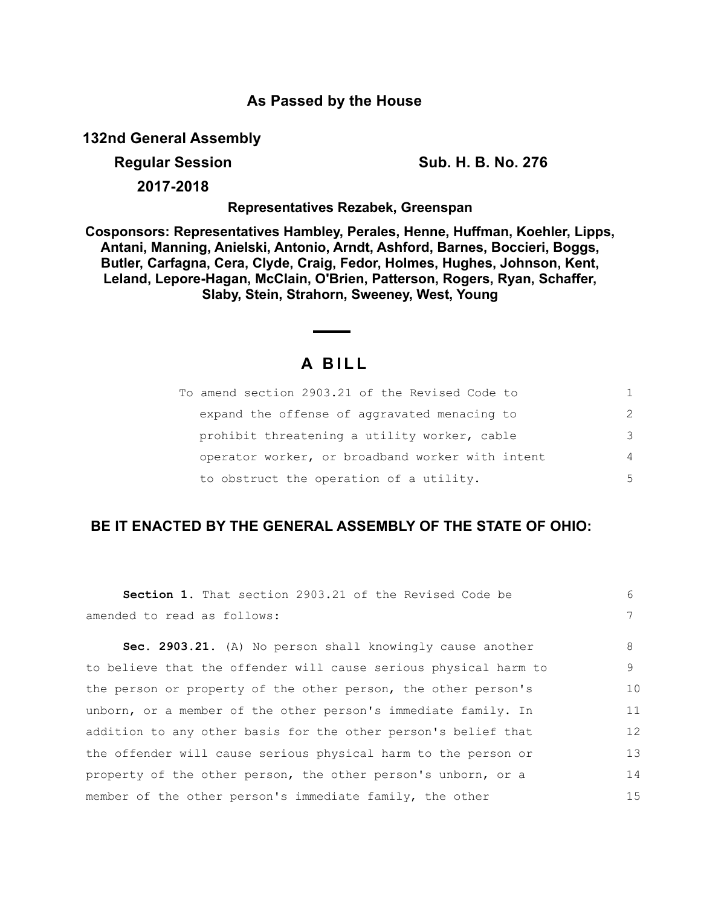**As Passed by the House**

**132nd General Assembly**

**Regular Session**

**2017-2018**

**Sub. H. B. No. 276**

**Representatives Rezabek, Greenspan**

**Cosponsors: Representatives Hambley, Perales, Henne, Huffman, Koehler, Lipps, Antani, Manning, Anielski, Antonio, Arndt, Ashford, Barnes, Boccieri, Boggs, Butler, Carfagna, Cera, Clyde, Craig, Fedor, Holmes, Hughes, Johnson, Kent, Leland, Lepore-Hagan, McClain, O'Brien, Patterson, Rogers, Ryan, Schaffer, Slaby, Stein, Strahorn, Sweeney, West, Young**

# A BILL

To amend section 2903.21 of the Revised Code to expand the offense of aggravated menacing to prohibit threatening a utility worker, cable operator worker, or broadband worker with intent to obstruct the operation of a utility.

**BE IT ENACTED BY THE GENERAL ASSEMBLY OF THE STATE OF OHIO:**

**Section 1.** That section 2903.21 of the Revised Code be amended to read as follows:

**Sec. 2903.21.** (A) No person shall knowingly cause another to believe that the offender will cause serious physical harm to the person or property of the other person, the other person's unborn, or a member of the other person's immediate family. In addition to any other basis for the other person's belief that the offender will cause serious physical harm to the person or property of the other person, the other person's unborn, or a member of the other person's immediate family, the other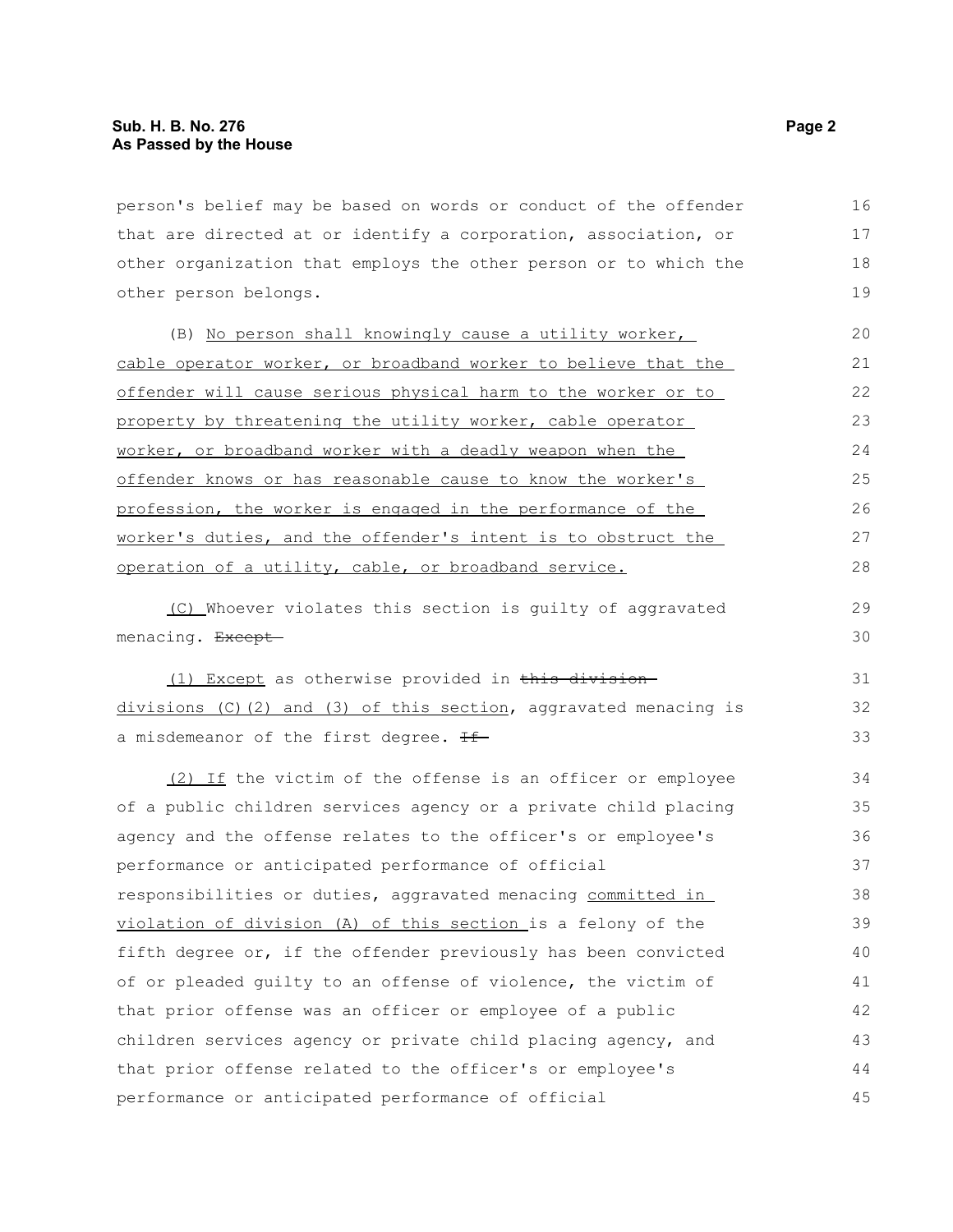person's belief may be based on words or conduct of the offender that are directed at or identify a corporation, association, or other organization that employs the other person or to which the other person belongs.

(B) <u>No person shall knowingly cause a utility worker, cable operator worker, or broadband worker to believe that the offender will cause serious physical harm to the worker or to property by threatening the utility worker, cable operator worker, or broadband worker with a deadly weapon when the offender knows or has reasonable cause to know the worker's profession, the worker is engaged in the performance of the worker's duties, and the offender's intent is to obstruct the operation of a utility, cable, or broadband service.</u>

<u>(C)</u> Whoever violates this section is guilty of aggravated menacing. ~~Except~~

<u>(1) Except</u> as otherwise provided in ~~this division~~ <u>divisions (C)(2) and (3) of this section</u>, aggravated menacing is a misdemeanor of the first degree. ~~If~~

<u>(2) If</u> the victim of the offense is an officer or employee of a public children services agency or a private child placing agency and the offense relates to the officer's or employee's performance or anticipated performance of official responsibilities or duties, aggravated menacing <u>committed in violation of division (A) of this section</u> is a felony of the fifth degree or, if the offender previously has been convicted of or pleaded guilty to an offense of violence, the victim of that prior offense was an officer or employee of a public children services agency or private child placing agency, and that prior offense related to the officer's or employee's performance or anticipated performance of official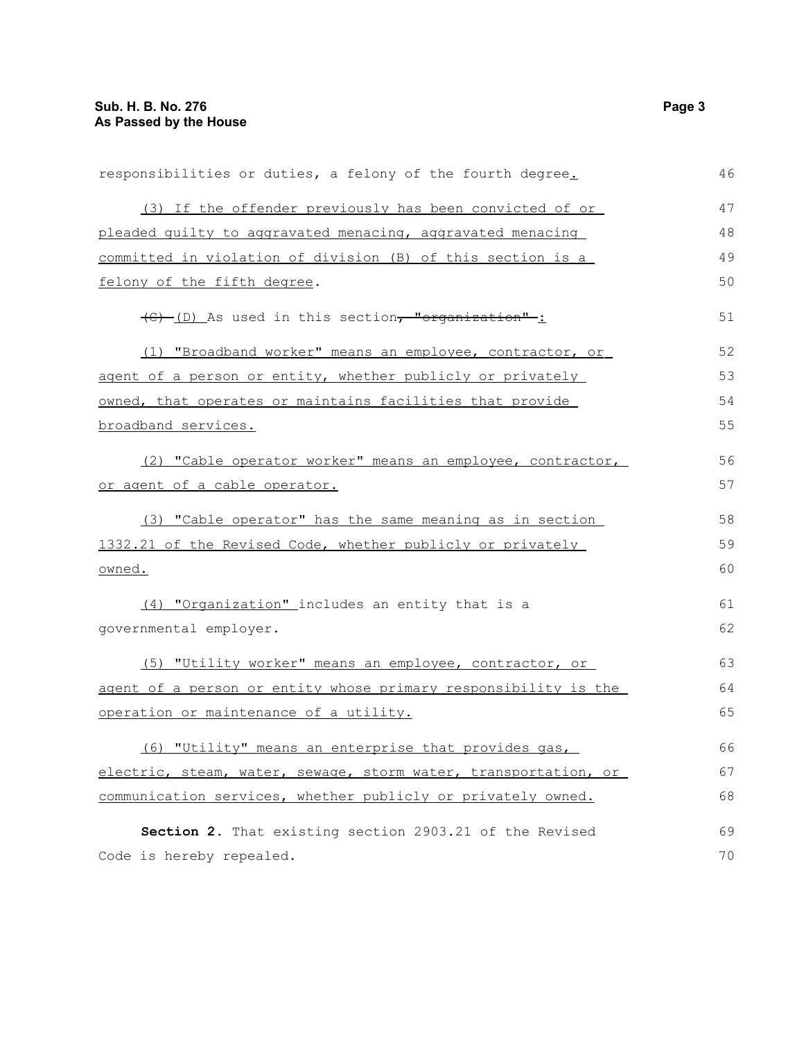responsibilities or duties, a felony of the fourth degree.

(3) If the offender previously has been convicted of or pleaded guilty to aggravated menacing, aggravated menacing committed in violation of division (B) of this section is a felony of the fifth degree.

~~(C)~~ (D) As used in this section~~, "organization"~~:

(1) "Broadband worker" means an employee, contractor, or agent of a person or entity, whether publicly or privately owned, that operates or maintains facilities that provide broadband services.

(2) "Cable operator worker" means an employee, contractor, or agent of a cable operator.

(3) "Cable operator" has the same meaning as in section 1332.21 of the Revised Code, whether publicly or privately owned.

(4) "Organization" includes an entity that is a governmental employer.

(5) "Utility worker" means an employee, contractor, or agent of a person or entity whose primary responsibility is the operation or maintenance of a utility.

(6) "Utility" means an enterprise that provides gas, electric, steam, water, sewage, storm water, transportation, or communication services, whether publicly or privately owned.

**Section 2.** That existing section 2903.21 of the Revised Code is hereby repealed.